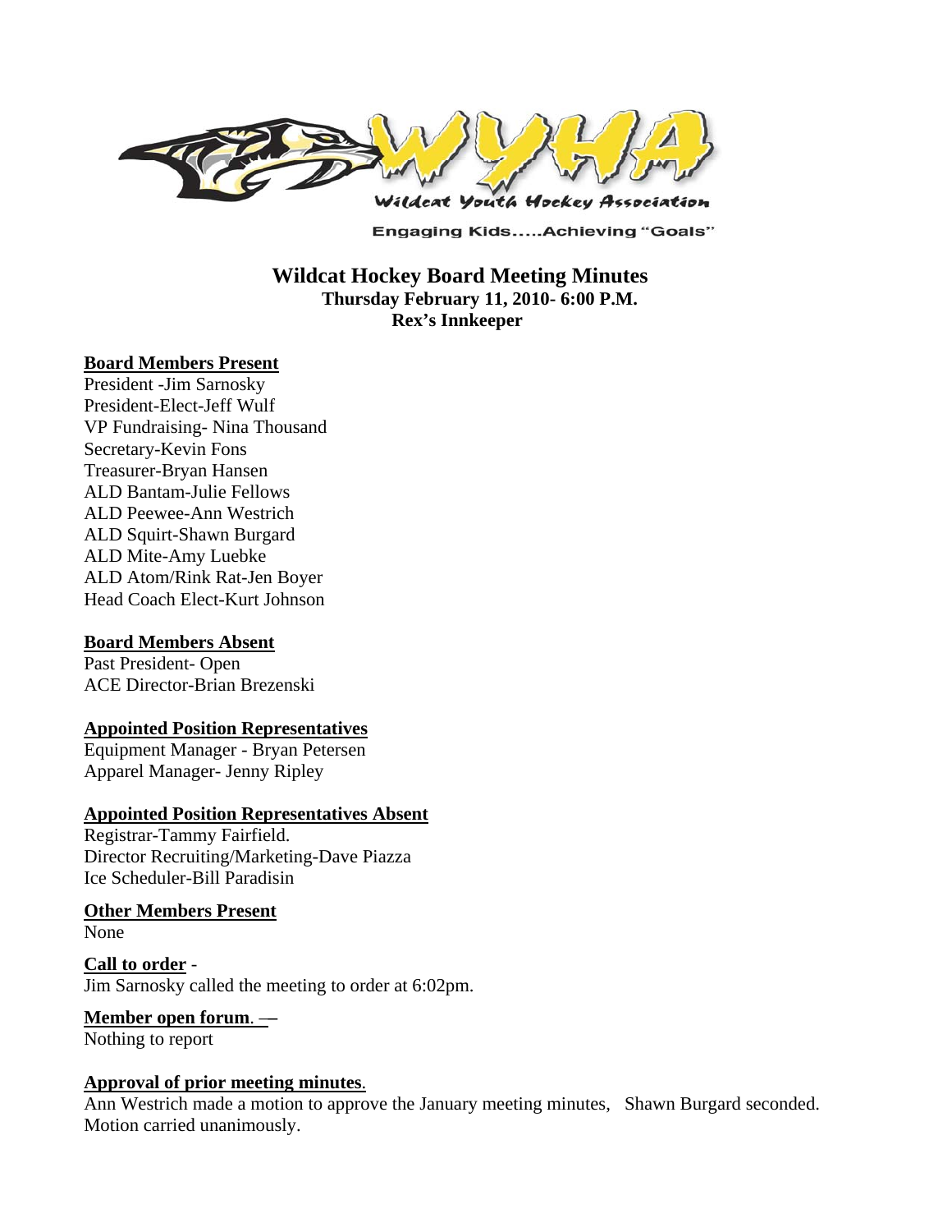Engaging Kids.....Achieving "Goals"

# Wildcat Hockey Board Meeting Minutes

**Thursday February 11, 2010- 6:00 P.M.**

**Rex's Innkeeper**

## Board Members Present

President -Jim Sarnosky
President-Elect-Jeff Wulf
VP Fundraising- Nina Thousand
Secretary-Kevin Fons
Treasurer-Bryan Hansen
ALD Bantam-Julie Fellows
ALD Peewee-Ann Westrich
ALD Squirt-Shawn Burgard
ALD Mite-Amy Luebke
ALD Atom/Rink Rat-Jen Boyer
Head Coach Elect-Kurt Johnson

## Board Members Absent

Past President- Open
ACE Director-Brian Brezenski

## Appointed Position Representatives

Equipment Manager - Bryan Petersen
Apparel Manager- Jenny Ripley

## Appointed Position Representatives Absent

Registrar-Tammy Fairfield.
Director Recruiting/Marketing-Dave Piazza
Ice Scheduler-Bill Paradisin

## Other Members Present

None

## Call to order -

Jim Sarnosky called the meeting to order at 6:02pm.

## Member open forum. —

Nothing to report

## Approval of prior meeting minutes.

Ann Westrich made a motion to approve the January meeting minutes, Shawn Burgard seconded. Motion carried unanimously.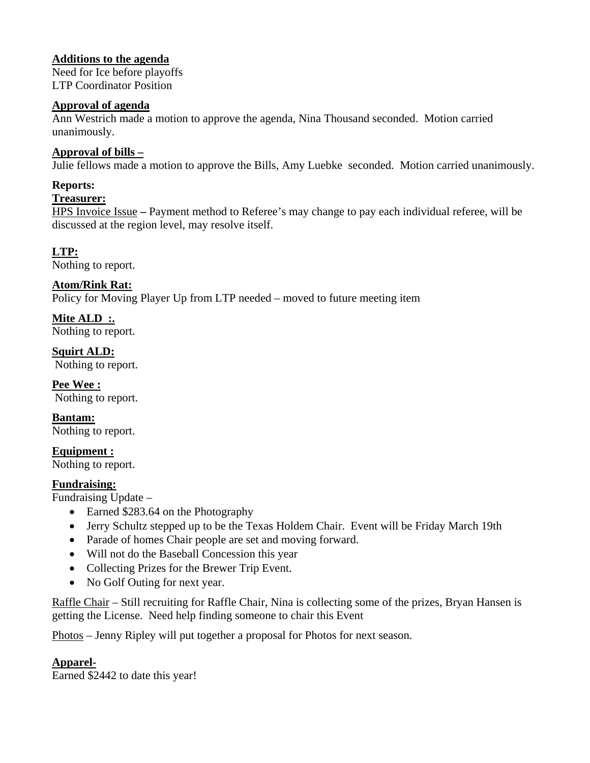**Additions to the agenda**
Need for Ice before playoffs
LTP Coordinator Position

**Approval of agenda**
Ann Westrich made a motion to approve the agenda, Nina Thousand seconded. Motion carried unanimously.

**Approval of bills –**
Julie fellows made a motion to approve the Bills, Amy Luebke seconded. Motion carried unanimously.

**Reports:**

**Treasurer:**
HPS Invoice Issue **–** Payment method to Referee's may change to pay each individual referee, will be discussed at the region level, may resolve itself.

**LTP:**
Nothing to report.

**Atom/Rink Rat:**
Policy for Moving Player Up from LTP needed – moved to future meeting item

**Mite ALD :.**
Nothing to report.

**Squirt ALD:**
Nothing to report.

**Pee Wee :**
Nothing to report.

**Bantam:**
Nothing to report.

**Equipment :**
Nothing to report.

**Fundraising:**
Fundraising Update –

- Earned $283.64 on the Photography
- Jerry Schultz stepped up to be the Texas Holdem Chair. Event will be Friday March 19th
- Parade of homes Chair people are set and moving forward.
- Will not do the Baseball Concession this year
- Collecting Prizes for the Brewer Trip Event.
- No Golf Outing for next year.

Raffle Chair – Still recruiting for Raffle Chair, Nina is collecting some of the prizes, Bryan Hansen is getting the License. Need help finding someone to chair this Event

Photos – Jenny Ripley will put together a proposal for Photos for next season.

**Apparel-**
Earned $2442 to date this year!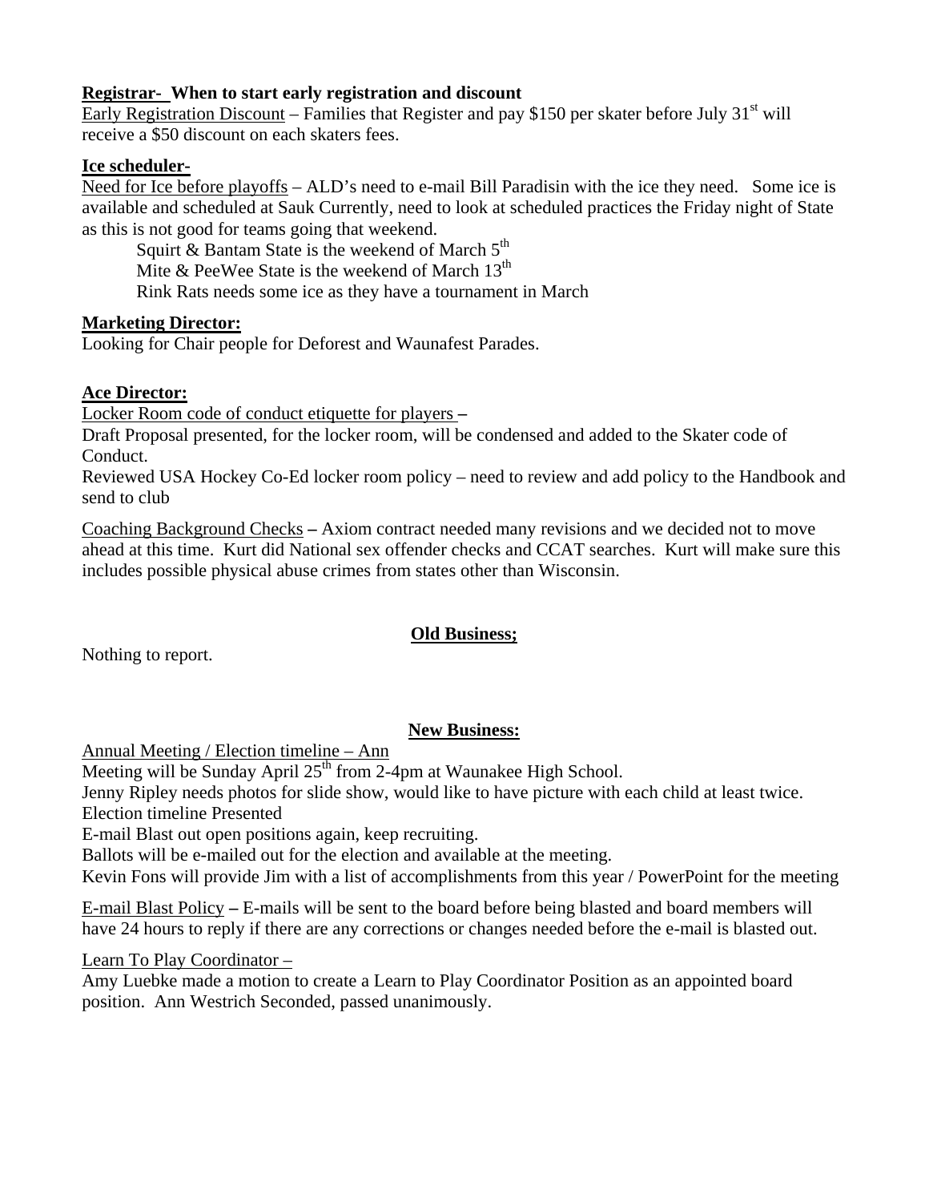**Registrar- When to start early registration and discount**

Early Registration Discount – Families that Register and pay $150 per skater before July 31st will receive a $50 discount on each skaters fees.

**Ice scheduler-**

Need for Ice before playoffs – ALD's need to e-mail Bill Paradisin with the ice they need. Some ice is available and scheduled at Sauk Currently, need to look at scheduled practices the Friday night of State as this is not good for teams going that weekend.

Squirt & Bantam State is the weekend of March 5th
Mite & PeeWee State is the weekend of March 13th
Rink Rats needs some ice as they have a tournament in March

**Marketing Director:**

Looking for Chair people for Deforest and Waunafest Parades.

**Ace Director:**

Locker Room code of conduct etiquette for players –
Draft Proposal presented, for the locker room, will be condensed and added to the Skater code of Conduct.
Reviewed USA Hockey Co-Ed locker room policy – need to review and add policy to the Handbook and send to club

Coaching Background Checks – Axiom contract needed many revisions and we decided not to move ahead at this time. Kurt did National sex offender checks and CCAT searches. Kurt will make sure this includes possible physical abuse crimes from states other than Wisconsin.

**Old Business;**

Nothing to report.

**New Business:**

Annual Meeting / Election timeline – Ann
Meeting will be Sunday April 25th from 2-4pm at Waunakee High School.
Jenny Ripley needs photos for slide show, would like to have picture with each child at least twice.
Election timeline Presented
E-mail Blast out open positions again, keep recruiting.
Ballots will be e-mailed out for the election and available at the meeting.
Kevin Fons will provide Jim with a list of accomplishments from this year / PowerPoint for the meeting

E-mail Blast Policy – E-mails will be sent to the board before being blasted and board members will have 24 hours to reply if there are any corrections or changes needed before the e-mail is blasted out.

Learn To Play Coordinator –
Amy Luebke made a motion to create a Learn to Play Coordinator Position as an appointed board position. Ann Westrich Seconded, passed unanimously.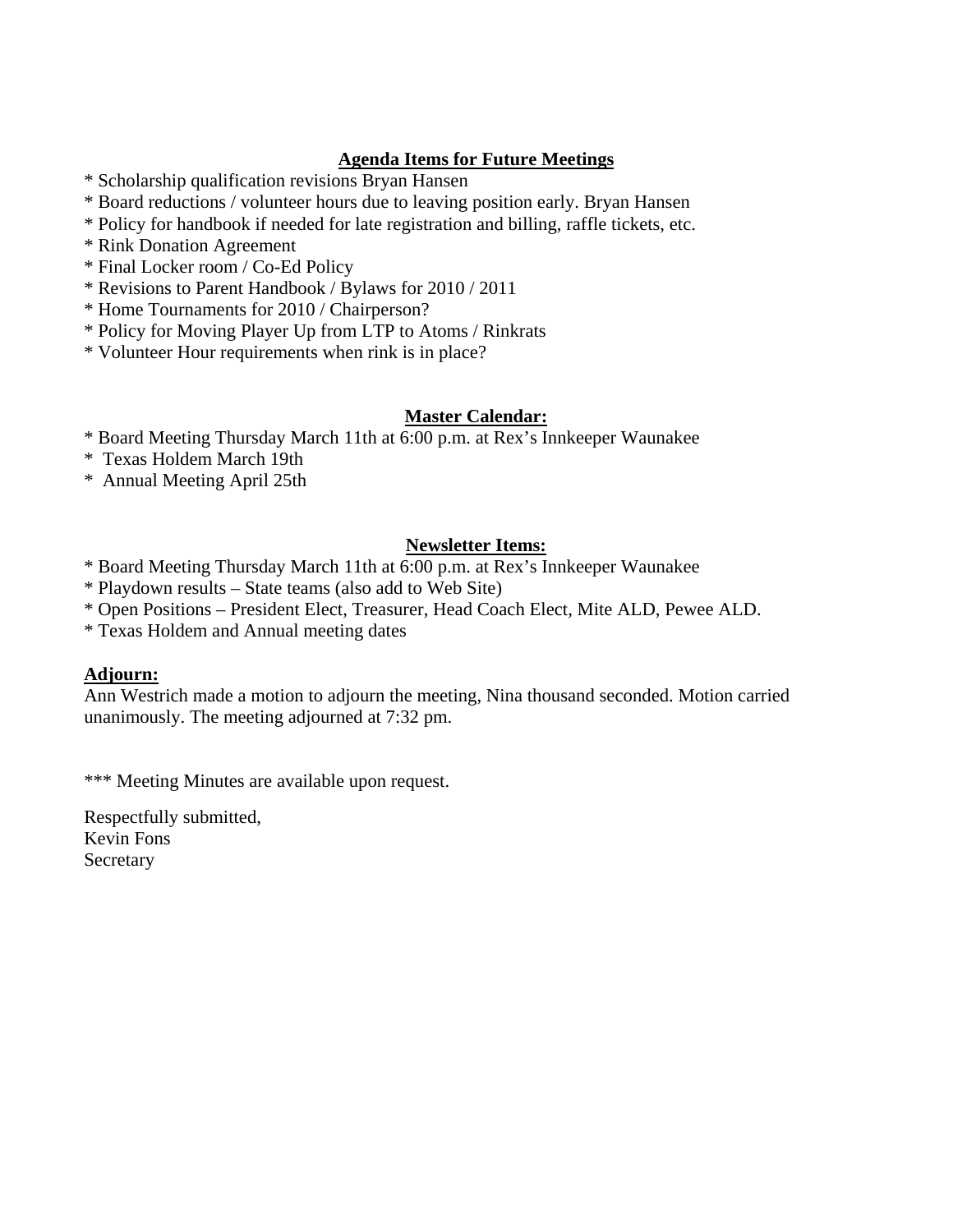**Agenda Items for Future Meetings**

* Scholarship qualification revisions Bryan Hansen
* Board reductions / volunteer hours due to leaving position early. Bryan Hansen
* Policy for handbook if needed for late registration and billing, raffle tickets, etc.
* Rink Donation Agreement
* Final Locker room / Co-Ed Policy
* Revisions to Parent Handbook / Bylaws for 2010 / 2011
* Home Tournaments for 2010 / Chairperson?
* Policy for Moving Player Up from LTP to Atoms / Rinkrats
* Volunteer Hour requirements when rink is in place?

**Master Calendar:**

* Board Meeting Thursday March 11th at 6:00 p.m. at Rex's Innkeeper Waunakee
* Texas Holdem March 19th
* Annual Meeting April 25th

**Newsletter Items:**

* Board Meeting Thursday March 11th at 6:00 p.m. at Rex's Innkeeper Waunakee
* Playdown results – State teams (also add to Web Site)
* Open Positions – President Elect, Treasurer, Head Coach Elect, Mite ALD, Pewee ALD.
* Texas Holdem and Annual meeting dates

**Adjourn:**

Ann Westrich made a motion to adjourn the meeting, Nina thousand seconded. Motion carried unanimously. The meeting adjourned at 7:32 pm.

*** Meeting Minutes are available upon request.

Respectfully submitted,
Kevin Fons
Secretary